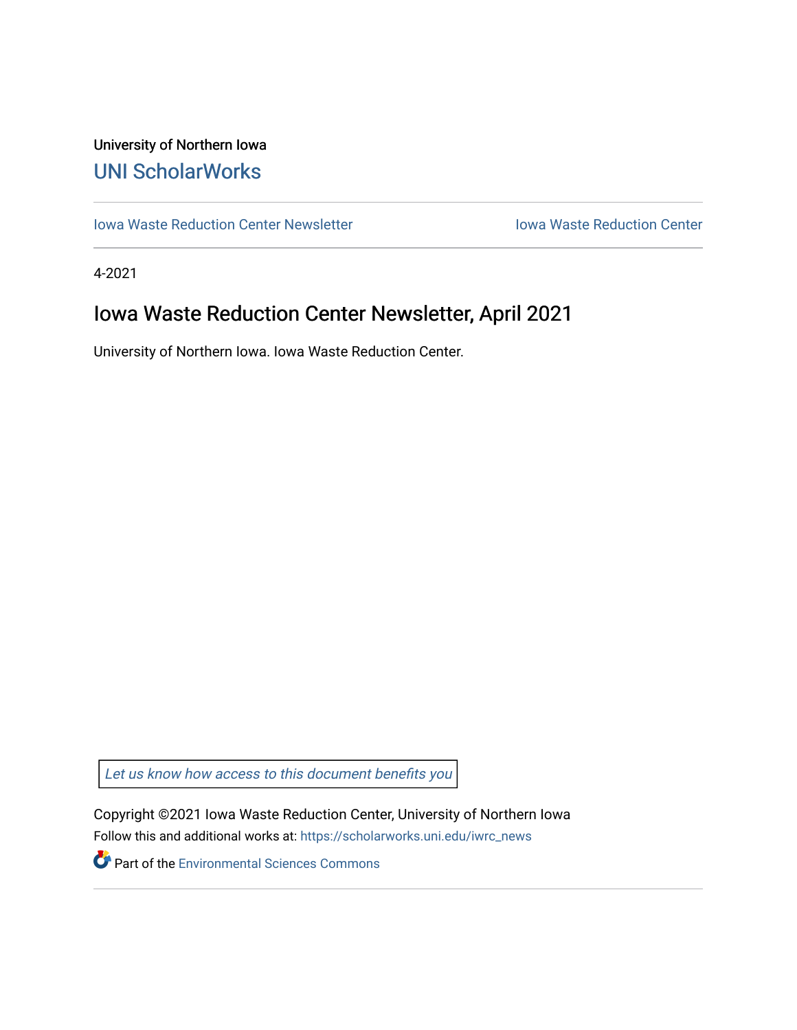University of Northern Iowa

UNI ScholarWorks

Iowa Waste Reduction Center Newsletter | Iowa Waste Reduction Center

4-2021

# Iowa Waste Reduction Center Newsletter, April 2021

University of Northern Iowa. Iowa Waste Reduction Center.

*Let us know how access to this document benefits you*

Copyright ©2021 Iowa Waste Reduction Center, University of Northern Iowa

Follow this and additional works at: https://scholarworks.uni.edu/iwrc_news

Part of the Environmental Sciences Commons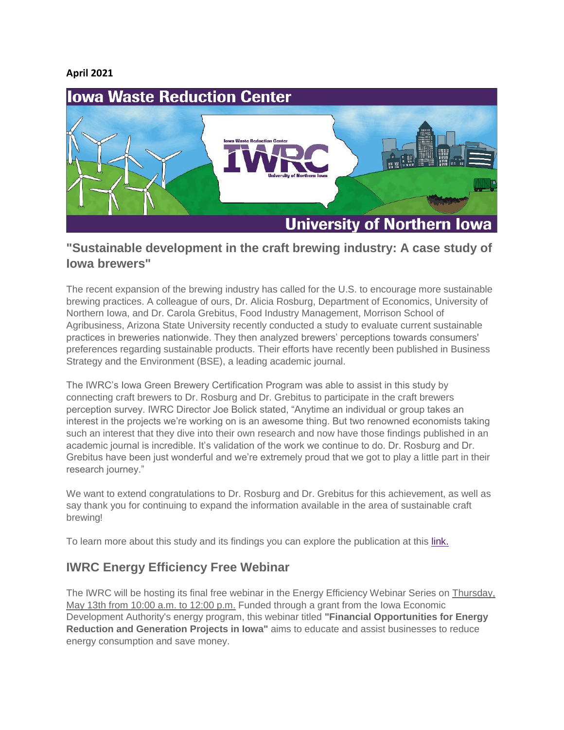**April 2021**

# Iowa Waste Reduction Center

## "Sustainable development in the craft brewing industry: A case study of Iowa brewers"

The recent expansion of the brewing industry has called for the U.S. to encourage more sustainable brewing practices. A colleague of ours, Dr. Alicia Rosburg, Department of Economics, University of Northern Iowa, and Dr. Carola Grebitus, Food Industry Management, Morrison School of Agribusiness, Arizona State University recently conducted a study to evaluate current sustainable practices in breweries nationwide. They then analyzed brewers' perceptions towards consumers' preferences regarding sustainable products. Their efforts have recently been published in Business Strategy and the Environment (BSE), a leading academic journal.

The IWRC's Iowa Green Brewery Certification Program was able to assist in this study by connecting craft brewers to Dr. Rosburg and Dr. Grebitus to participate in the craft brewers perception survey. IWRC Director Joe Bolick stated, "Anytime an individual or group takes an interest in the projects we're working on is an awesome thing. But two renowned economists taking such an interest that they dive into their own research and now have those findings published in an academic journal is incredible. It's validation of the work we continue to do. Dr. Rosburg and Dr. Grebitus have been just wonderful and we're extremely proud that we got to play a little part in their research journey."

We want to extend congratulations to Dr. Rosburg and Dr. Grebitus for this achievement, as well as say thank you for continuing to expand the information available in the area of sustainable craft brewing!

To learn more about this study and its findings you can explore the publication at this link.

## IWRC Energy Efficiency Free Webinar

The IWRC will be hosting its final free webinar in the Energy Efficiency Webinar Series on Thursday, May 13th from 10:00 a.m. to 12:00 p.m. Funded through a grant from the Iowa Economic Development Authority's energy program, this webinar titled **"Financial Opportunities for Energy Reduction and Generation Projects in Iowa"** aims to educate and assist businesses to reduce energy consumption and save money.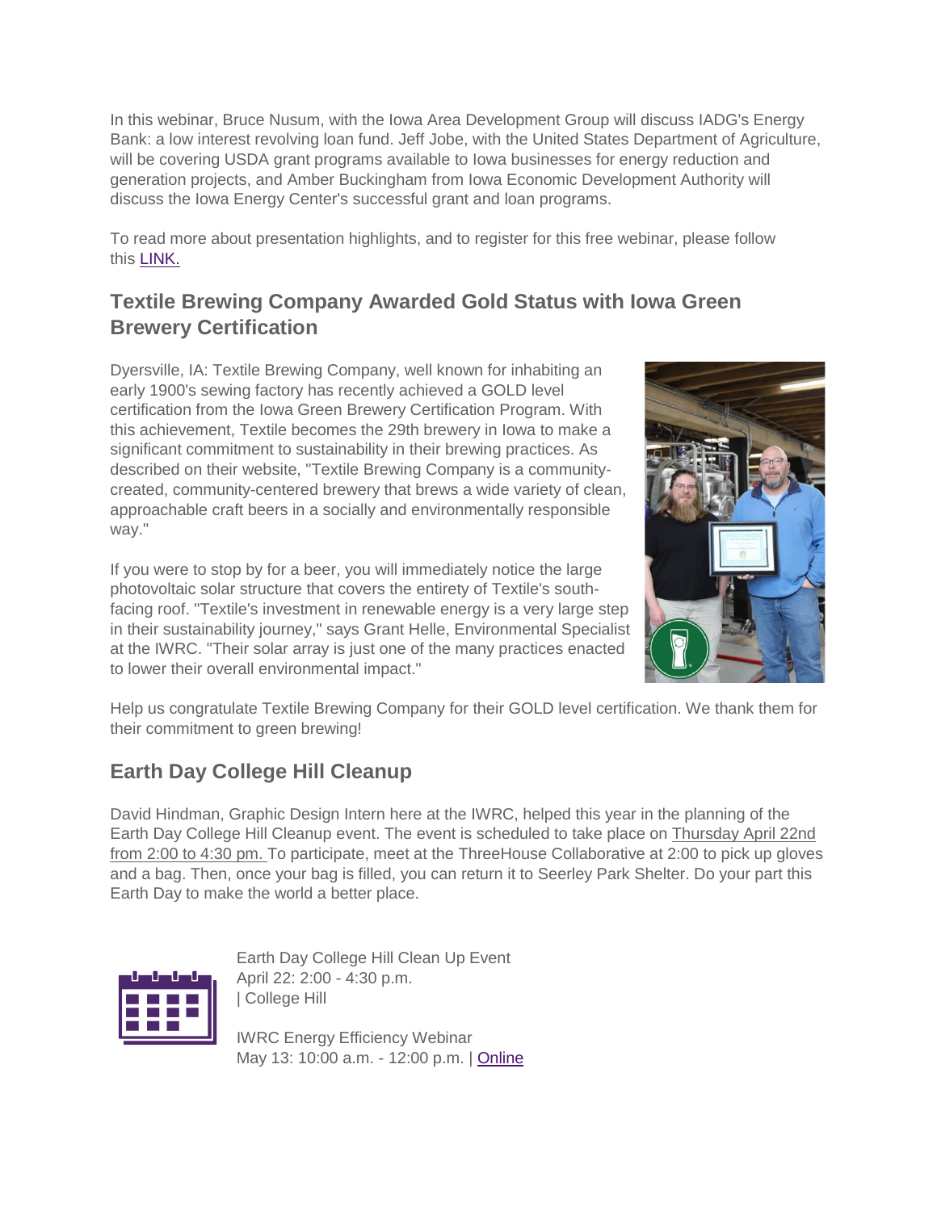In this webinar, Bruce Nusum, with the Iowa Area Development Group will discuss IADG's Energy Bank: a low interest revolving loan fund. Jeff Jobe, with the United States Department of Agriculture, will be covering USDA grant programs available to Iowa businesses for energy reduction and generation projects, and Amber Buckingham from Iowa Economic Development Authority will discuss the Iowa Energy Center's successful grant and loan programs.

To read more about presentation highlights, and to register for this free webinar, please follow this [LINK.]()

## Textile Brewing Company Awarded Gold Status with Iowa Green Brewery Certification

Dyersville, IA: Textile Brewing Company, well known for inhabiting an early 1900's sewing factory has recently achieved a GOLD level certification from the Iowa Green Brewery Certification Program. With this achievement, Textile becomes the 29th brewery in Iowa to make a significant commitment to sustainability in their brewing practices. As described on their website, "Textile Brewing Company is a community-created, community-centered brewery that brews a wide variety of clean, approachable craft beers in a socially and environmentally responsible way."

If you were to stop by for a beer, you will immediately notice the large photovoltaic solar structure that covers the entirety of Textile's south-facing roof. "Textile's investment in renewable energy is a very large step in their sustainability journey," says Grant Helle, Environmental Specialist at the IWRC. "Their solar array is just one of the many practices enacted to lower their overall environmental impact."

Help us congratulate Textile Brewing Company for their GOLD level certification. We thank them for their commitment to green brewing!

## Earth Day College Hill Cleanup

David Hindman, Graphic Design Intern here at the IWRC, helped this year in the planning of the Earth Day College Hill Cleanup event. The event is scheduled to take place on Thursday April 22nd from 2:00 to 4:30 pm. To participate, meet at the ThreeHouse Collaborative at 2:00 to pick up gloves and a bag. Then, once your bag is filled, you can return it to Seerley Park Shelter. Do your part this Earth Day to make the world a better place.

Earth Day College Hill Clean Up Event
April 22: 2:00 - 4:30 p.m.
| College Hill

IWRC Energy Efficiency Webinar
May 13: 10:00 a.m. - 12:00 p.m. | [Online]()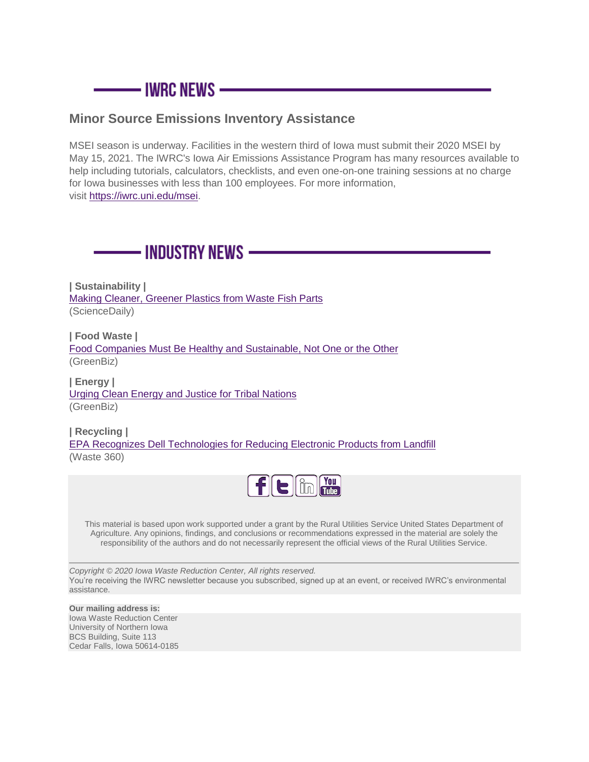## IWRC NEWS

### Minor Source Emissions Inventory Assistance

MSEI season is underway. Facilities in the western third of Iowa must submit their 2020 MSEI by May 15, 2021. The IWRC's Iowa Air Emissions Assistance Program has many resources available to help including tutorials, calculators, checklists, and even one-on-one training sessions at no charge for Iowa businesses with less than 100 employees. For more information, visit https://iwrc.uni.edu/msei.

## INDUSTRY NEWS

**| Sustainability |**
Making Cleaner, Greener Plastics from Waste Fish Parts
(ScienceDaily)

**| Food Waste |**
Food Companies Must Be Healthy and Sustainable, Not One or the Other
(GreenBiz)

**| Energy |**
Urging Clean Energy and Justice for Tribal Nations
(GreenBiz)

**| Recycling |**
EPA Recognizes Dell Technologies for Reducing Electronic Products from Landfill
(Waste 360)

This material is based upon work supported under a grant by the Rural Utilities Service United States Department of Agriculture. Any opinions, findings, and conclusions or recommendations expressed in the material are solely the responsibility of the authors and do not necessarily represent the official views of the Rural Utilities Service.

*Copyright © 2020 Iowa Waste Reduction Center, All rights reserved.*
You're receiving the IWRC newsletter because you subscribed, signed up at an event, or received IWRC's environmental assistance.

**Our mailing address is:**
Iowa Waste Reduction Center
University of Northern Iowa
BCS Building, Suite 113
Cedar Falls, Iowa 50614-0185